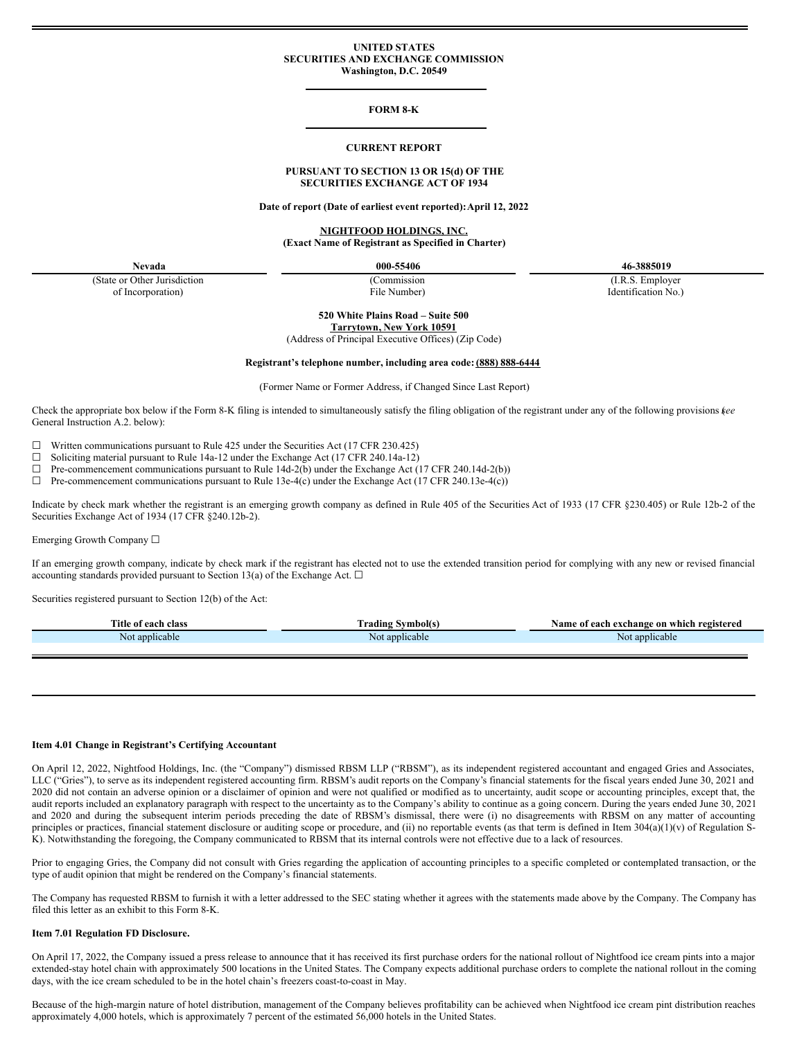UNITED STATES
SECURITIES AND EXCHANGE COMMISSION
Washington, D.C. 20549

**FORM 8-K**

**CURRENT REPORT**

**PURSUANT TO SECTION 13 OR 15(d) OF THE SECURITIES EXCHANGE ACT OF 1934**

**Date of report (Date of earliest event reported): April 12, 2022**

**NIGHTFOOD HOLDINGS, INC.**
**(Exact Name of Registrant as Specified in Charter)**

| Nevada | 000-55406 | 46-3885019 |
|---|---|---|
| (State or Other Jurisdiction of Incorporation) | (Commission File Number) | (I.R.S. Employer Identification No.) |

**520 White Plains Road – Suite 500**
**Tarrytown, New York 10591**
(Address of Principal Executive Offices) (Zip Code)

**Registrant's telephone number, including area code: (888) 888-6444**

(Former Name or Former Address, if Changed Since Last Report)

Check the appropriate box below if the Form 8-K filing is intended to simultaneously satisfy the filing obligation of the registrant under any of the following provisions (*see* General Instruction A.2. below):

☐ Written communications pursuant to Rule 425 under the Securities Act (17 CFR 230.425)
☐ Soliciting material pursuant to Rule 14a-12 under the Exchange Act (17 CFR 240.14a-12)
☐ Pre-commencement communications pursuant to Rule 14d-2(b) under the Exchange Act (17 CFR 240.14d-2(b))
☐ Pre-commencement communications pursuant to Rule 13e-4(c) under the Exchange Act (17 CFR 240.13e-4(c))

Indicate by check mark whether the registrant is an emerging growth company as defined in Rule 405 of the Securities Act of 1933 (17 CFR §230.405) or Rule 12b-2 of the Securities Exchange Act of 1934 (17 CFR §240.12b-2).

Emerging Growth Company ☐

If an emerging growth company, indicate by check mark if the registrant has elected not to use the extended transition period for complying with any new or revised financial accounting standards provided pursuant to Section 13(a) of the Exchange Act. ☐

Securities registered pursuant to Section 12(b) of the Act:

| Title of each class | Trading Symbol(s) | Name of each exchange on which registered |
|---|---|---|
| Not applicable | Not applicable | Not applicable |

**Item 4.01 Change in Registrant's Certifying Accountant**

On April 12, 2022, Nightfood Holdings, Inc. (the "Company") dismissed RBSM LLP ("RBSM"), as its independent registered accountant and engaged Gries and Associates, LLC ("Gries"), to serve as its independent registered accounting firm. RBSM's audit reports on the Company's financial statements for the fiscal years ended June 30, 2021 and 2020 did not contain an adverse opinion or a disclaimer of opinion and were not qualified or modified as to uncertainty, audit scope or accounting principles, except that, the audit reports included an explanatory paragraph with respect to the uncertainty as to the Company's ability to continue as a going concern. During the years ended June 30, 2021 and 2020 and during the subsequent interim periods preceding the date of RBSM's dismissal, there were (i) no disagreements with RBSM on any matter of accounting principles or practices, financial statement disclosure or auditing scope or procedure, and (ii) no reportable events (as that term is defined in Item 304(a)(1)(v) of Regulation S-K). Notwithstanding the foregoing, the Company communicated to RBSM that its internal controls were not effective due to a lack of resources.

Prior to engaging Gries, the Company did not consult with Gries regarding the application of accounting principles to a specific completed or contemplated transaction, or the type of audit opinion that might be rendered on the Company's financial statements.

The Company has requested RBSM to furnish it with a letter addressed to the SEC stating whether it agrees with the statements made above by the Company. The Company has filed this letter as an exhibit to this Form 8-K.

**Item 7.01 Regulation FD Disclosure.**

On April 17, 2022, the Company issued a press release to announce that it has received its first purchase orders for the national rollout of Nightfood ice cream pints into a major extended-stay hotel chain with approximately 500 locations in the United States. The Company expects additional purchase orders to complete the national rollout in the coming days, with the ice cream scheduled to be in the hotel chain's freezers coast-to-coast in May.

Because of the high-margin nature of hotel distribution, management of the Company believes profitability can be achieved when Nightfood ice cream pint distribution reaches approximately 4,000 hotels, which is approximately 7 percent of the estimated 56,000 hotels in the United States.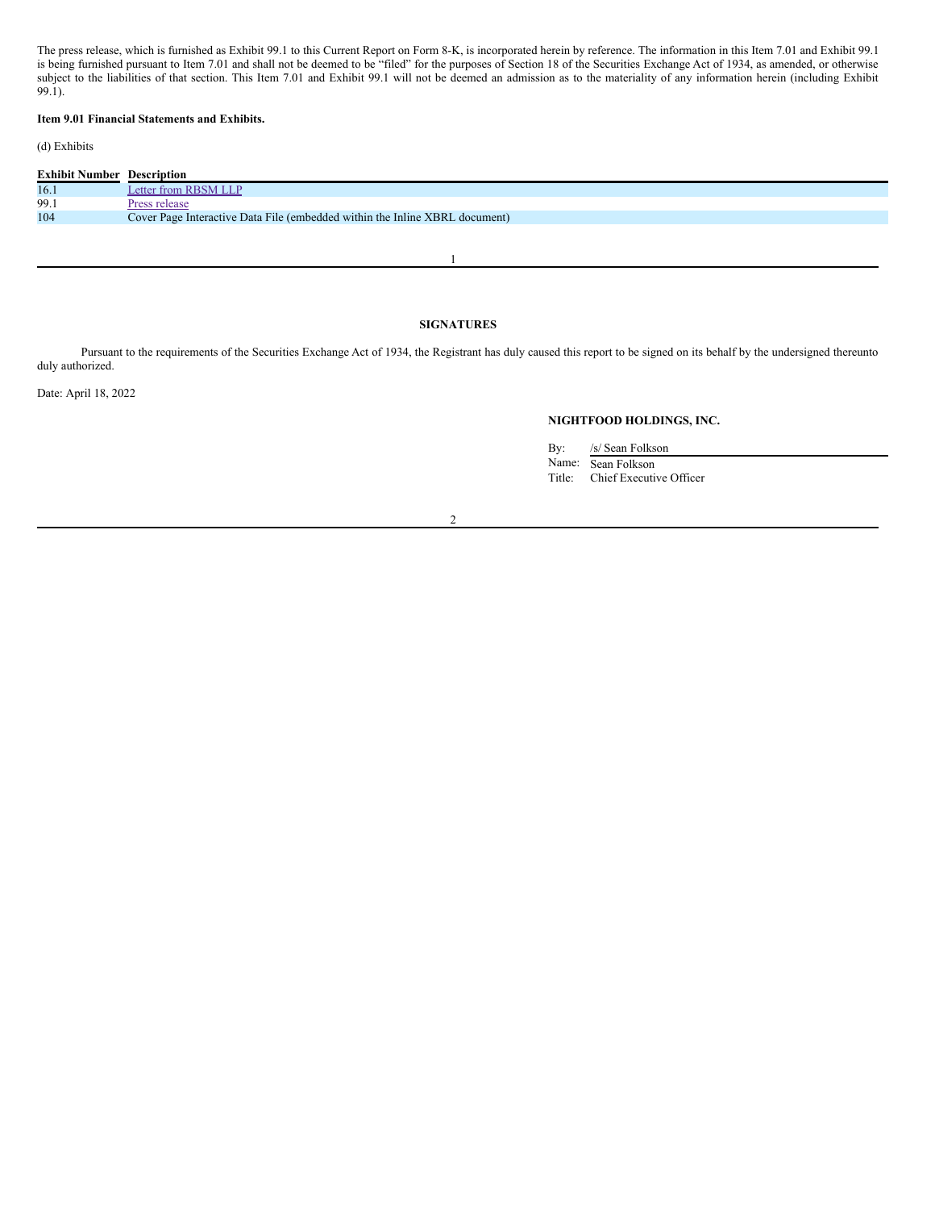The press release, which is furnished as Exhibit 99.1 to this Current Report on Form 8-K, is incorporated herein by reference. The information in this Item 7.01 and Exhibit 99.1 is being furnished pursuant to Item 7.01 and shall not be deemed to be "filed" for the purposes of Section 18 of the Securities Exchange Act of 1934, as amended, or otherwise subject to the liabilities of that section. This Item 7.01 and Exhibit 99.1 will not be deemed an admission as to the materiality of any information herein (including Exhibit 99.1).

**Item 9.01 Financial Statements and Exhibits.**

(d) Exhibits

| Exhibit Number | Description |
|---|---|
| 16.1 | Letter from RBSM LLP |
| 99.1 | Press release |
| 104 | Cover Page Interactive Data File (embedded within the Inline XBRL document) |

**SIGNATURES**

Pursuant to the requirements of the Securities Exchange Act of 1934, the Registrant has duly caused this report to be signed on its behalf by the undersigned thereunto duly authorized.

Date: April 18, 2022

**NIGHTFOOD HOLDINGS, INC.**

By: /s/ Sean Folkson
Name: Sean Folkson
Title: Chief Executive Officer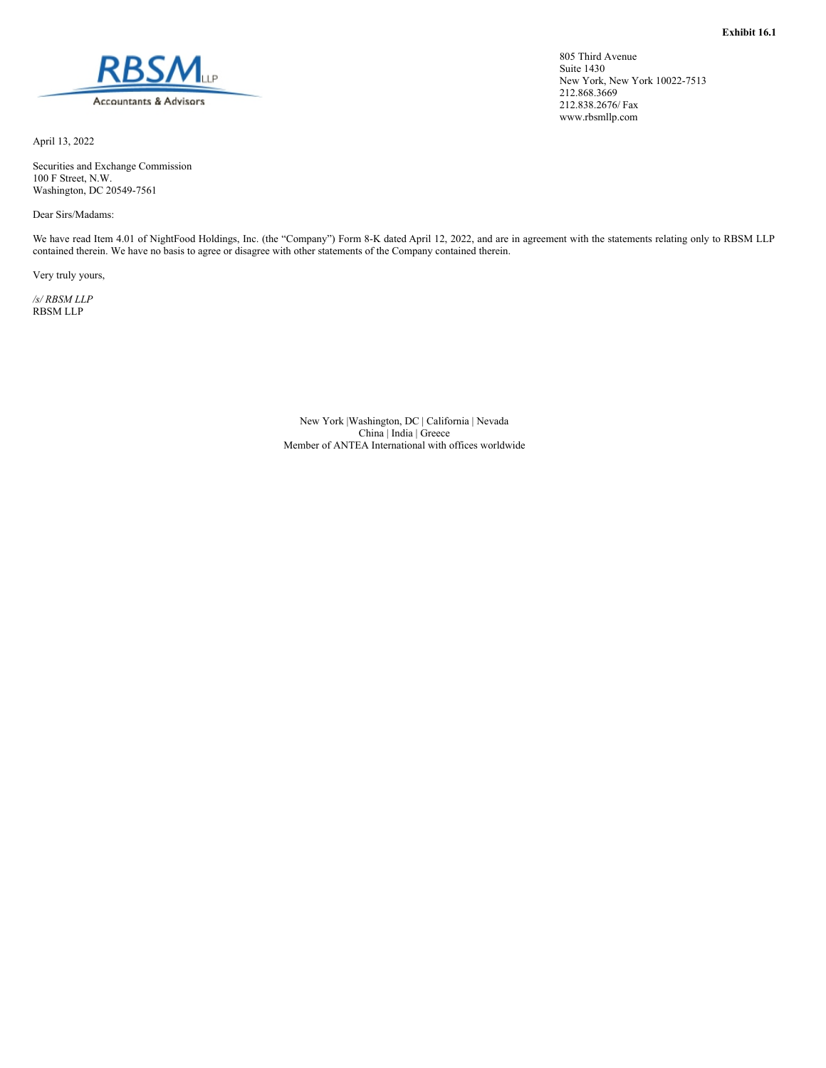**Exhibit 16.1**

RBSM LLP
Accountants & Advisors

805 Third Avenue
Suite 1430
New York, New York 10022-7513
212.868.3669
212.838.2676/ Fax
www.rbsmllp.com

April 13, 2022

Securities and Exchange Commission
100 F Street, N.W.
Washington, DC 20549-7561

Dear Sirs/Madams:

We have read Item 4.01 of NightFood Holdings, Inc. (the "Company") Form 8-K dated April 12, 2022, and are in agreement with the statements relating only to RBSM LLP contained therein. We have no basis to agree or disagree with other statements of the Company contained therein.

Very truly yours,

*/s/ RBSM LLP*
RBSM LLP

New York |Washington, DC | California | Nevada
China | India | Greece
Member of ANTEA International with offices worldwide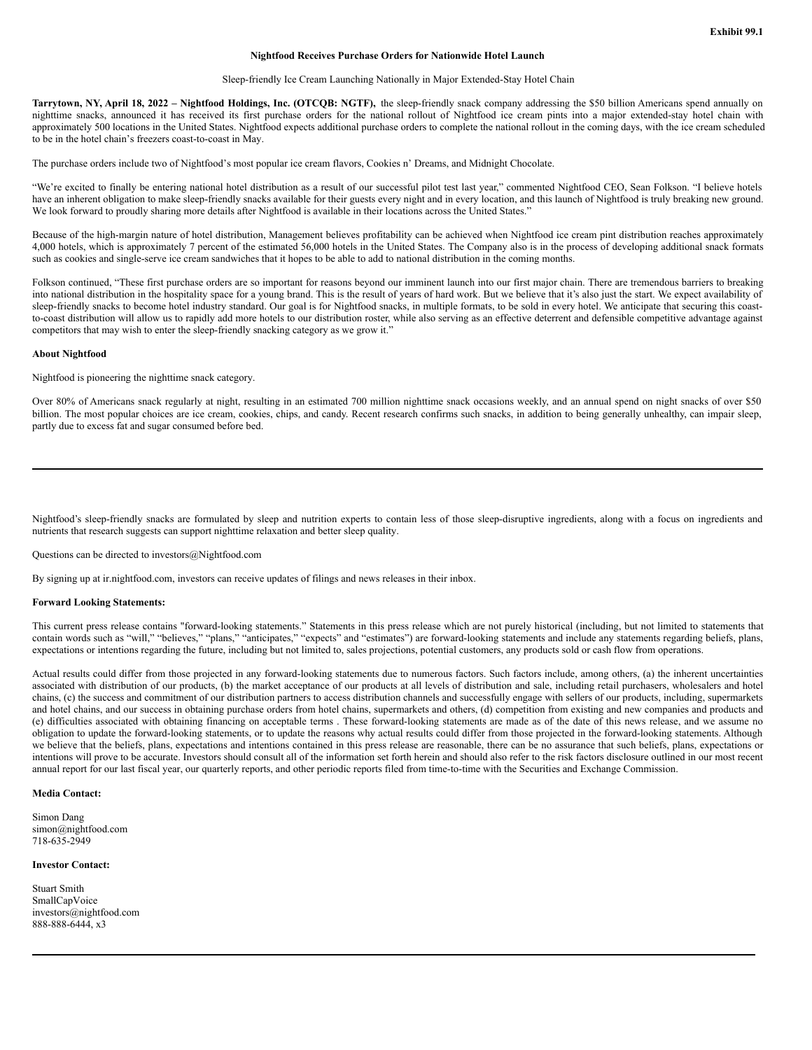Exhibit 99.1

**Nightfood Receives Purchase Orders for Nationwide Hotel Launch**

Sleep-friendly Ice Cream Launching Nationally in Major Extended-Stay Hotel Chain

**Tarrytown, NY, April 18, 2022 – Nightfood Holdings, Inc. (OTCQB: NGTF),** the sleep-friendly snack company addressing the $50 billion Americans spend annually on nighttime snacks, announced it has received its first purchase orders for the national rollout of Nightfood ice cream pints into a major extended-stay hotel chain with approximately 500 locations in the United States. Nightfood expects additional purchase orders to complete the national rollout in the coming days, with the ice cream scheduled to be in the hotel chain's freezers coast-to-coast in May.

The purchase orders include two of Nightfood's most popular ice cream flavors, Cookies n' Dreams, and Midnight Chocolate.

"We're excited to finally be entering national hotel distribution as a result of our successful pilot test last year," commented Nightfood CEO, Sean Folkson. "I believe hotels have an inherent obligation to make sleep-friendly snacks available for their guests every night and in every location, and this launch of Nightfood is truly breaking new ground. We look forward to proudly sharing more details after Nightfood is available in their locations across the United States."

Because of the high-margin nature of hotel distribution, Management believes profitability can be achieved when Nightfood ice cream pint distribution reaches approximately 4,000 hotels, which is approximately 7 percent of the estimated 56,000 hotels in the United States. The Company also is in the process of developing additional snack formats such as cookies and single-serve ice cream sandwiches that it hopes to be able to add to national distribution in the coming months.

Folkson continued, "These first purchase orders are so important for reasons beyond our imminent launch into our first major chain. There are tremendous barriers to breaking into national distribution in the hospitality space for a young brand. This is the result of years of hard work. But we believe that it's also just the start. We expect availability of sleep-friendly snacks to become hotel industry standard. Our goal is for Nightfood snacks, in multiple formats, to be sold in every hotel. We anticipate that securing this coast-to-coast distribution will allow us to rapidly add more hotels to our distribution roster, while also serving as an effective deterrent and defensible competitive advantage against competitors that may wish to enter the sleep-friendly snacking category as we grow it."

**About Nightfood**

Nightfood is pioneering the nighttime snack category.

Over 80% of Americans snack regularly at night, resulting in an estimated 700 million nighttime snack occasions weekly, and an annual spend on night snacks of over $50 billion. The most popular choices are ice cream, cookies, chips, and candy. Recent research confirms such snacks, in addition to being generally unhealthy, can impair sleep, partly due to excess fat and sugar consumed before bed.

Nightfood's sleep-friendly snacks are formulated by sleep and nutrition experts to contain less of those sleep-disruptive ingredients, along with a focus on ingredients and nutrients that research suggests can support nighttime relaxation and better sleep quality.

Questions can be directed to investors@Nightfood.com

By signing up at ir.nightfood.com, investors can receive updates of filings and news releases in their inbox.

**Forward Looking Statements:**

This current press release contains "forward-looking statements." Statements in this press release which are not purely historical (including, but not limited to statements that contain words such as "will," "believes," "plans," "anticipates," "expects" and "estimates") are forward-looking statements and include any statements regarding beliefs, plans, expectations or intentions regarding the future, including but not limited to, sales projections, potential customers, any products sold or cash flow from operations.

Actual results could differ from those projected in any forward-looking statements due to numerous factors. Such factors include, among others, (a) the inherent uncertainties associated with distribution of our products, (b) the market acceptance of our products at all levels of distribution and sale, including retail purchasers, wholesalers and hotel chains, (c) the success and commitment of our distribution partners to access distribution channels and successfully engage with sellers of our products, including, supermarkets and hotel chains, and our success in obtaining purchase orders from hotel chains, supermarkets and others, (d) competition from existing and new companies and products and (e) difficulties associated with obtaining financing on acceptable terms . These forward-looking statements are made as of the date of this news release, and we assume no obligation to update the forward-looking statements, or to update the reasons why actual results could differ from those projected in the forward-looking statements. Although we believe that the beliefs, plans, expectations and intentions contained in this press release are reasonable, there can be no assurance that such beliefs, plans, expectations or intentions will prove to be accurate. Investors should consult all of the information set forth herein and should also refer to the risk factors disclosure outlined in our most recent annual report for our last fiscal year, our quarterly reports, and other periodic reports filed from time-to-time with the Securities and Exchange Commission.

**Media Contact:**

Simon Dang
simon@nightfood.com
718-635-2949

**Investor Contact:**

Stuart Smith
SmallCapVoice
investors@nightfood.com
888-888-6444, x3